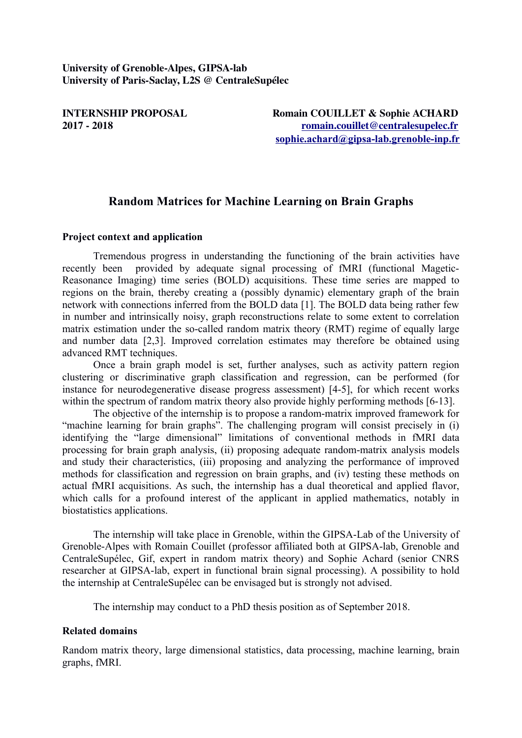**University of Grenoble-Alpes, GIPSA-lab**
**University of Paris-Saclay, L2S @ CentraleSupélec**

**INTERNSHIP PROPOSAL**
**2017 - 2018**

**Romain COUILLET & Sophie ACHARD**
romain.couillet@centralesupelec.fr
sophie.achard@gipsa-lab.grenoble-inp.fr

# Random Matrices for Machine Learning on Brain Graphs

## Project context and application

Tremendous progress in understanding the functioning of the brain activities have recently been provided by adequate signal processing of fMRI (functional Magetic-Reasonance Imaging) time series (BOLD) acquisitions. These time series are mapped to regions on the brain, thereby creating a (possibly dynamic) elementary graph of the brain network with connections inferred from the BOLD data [1]. The BOLD data being rather few in number and intrinsically noisy, graph reconstructions relate to some extent to correlation matrix estimation under the so-called random matrix theory (RMT) regime of equally large and number data [2,3]. Improved correlation estimates may therefore be obtained using advanced RMT techniques.

Once a brain graph model is set, further analyses, such as activity pattern region clustering or discriminative graph classification and regression, can be performed (for instance for neurodegenerative disease progress assessment) [4-5], for which recent works within the spectrum of random matrix theory also provide highly performing methods [6-13].

The objective of the internship is to propose a random-matrix improved framework for “machine learning for brain graphs”. The challenging program will consist precisely in (i) identifying the “large dimensional” limitations of conventional methods in fMRI data processing for brain graph analysis, (ii) proposing adequate random-matrix analysis models and study their characteristics, (iii) proposing and analyzing the performance of improved methods for classification and regression on brain graphs, and (iv) testing these methods on actual fMRI acquisitions. As such, the internship has a dual theoretical and applied flavor, which calls for a profound interest of the applicant in applied mathematics, notably in biostatistics applications.

The internship will take place in Grenoble, within the GIPSA-Lab of the University of Grenoble-Alpes with Romain Couillet (professor affiliated both at GIPSA-lab, Grenoble and CentraleSupélec, Gif, expert in random matrix theory) and Sophie Achard (senior CNRS researcher at GIPSA-lab, expert in functional brain signal processing). A possibility to hold the internship at CentraleSupélec can be envisaged but is strongly not advised.

The internship may conduct to a PhD thesis position as of September 2018.

## Related domains

Random matrix theory, large dimensional statistics, data processing, machine learning, brain graphs, fMRI.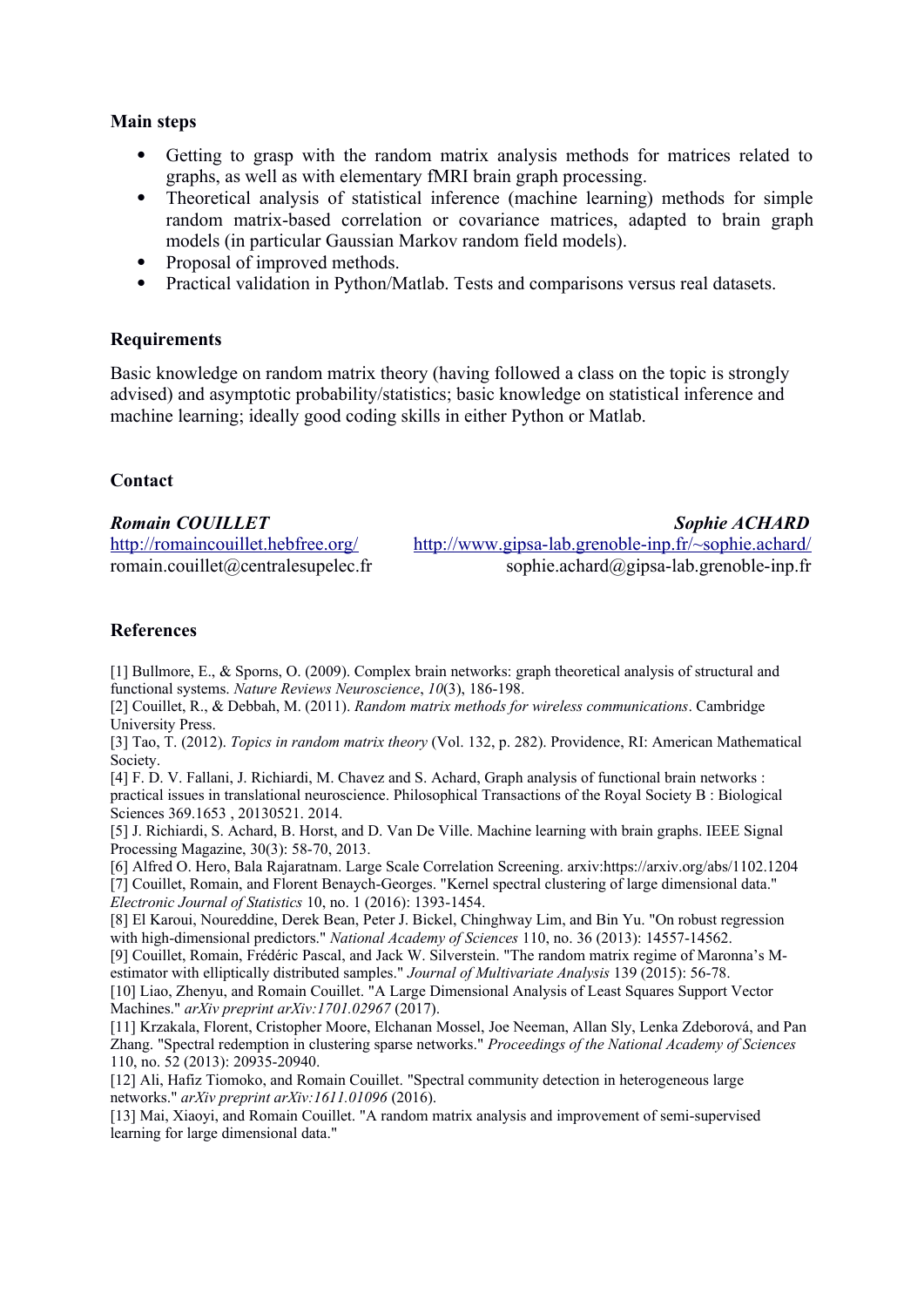**Main steps**

- Getting to grasp with the random matrix analysis methods for matrices related to graphs, as well as with elementary fMRI brain graph processing.
- Theoretical analysis of statistical inference (machine learning) methods for simple random matrix-based correlation or covariance matrices, adapted to brain graph models (in particular Gaussian Markov random field models).
- Proposal of improved methods.
- Practical validation in Python/Matlab. Tests and comparisons versus real datasets.

**Requirements**

Basic knowledge on random matrix theory (having followed a class on the topic is strongly advised) and asymptotic probability/statistics; basic knowledge on statistical inference and machine learning; ideally good coding skills in either Python or Matlab.

**Contact**

***Romain COUILLET***
http://romaincouillet.hebfree.org/
romain.couillet@centralesupelec.fr

***Sophie ACHARD***
http://www.gipsa-lab.grenoble-inp.fr/~sophie.achard/
sophie.achard@gipsa-lab.grenoble-inp.fr

**References**

[1] Bullmore, E., & Sporns, O. (2009). Complex brain networks: graph theoretical analysis of structural and functional systems. *Nature Reviews Neuroscience*, *10*(3), 186-198.
[2] Couillet, R., & Debbah, M. (2011). *Random matrix methods for wireless communications*. Cambridge University Press.
[3] Tao, T. (2012). *Topics in random matrix theory* (Vol. 132, p. 282). Providence, RI: American Mathematical Society.
[4] F. D. V. Fallani, J. Richiardi, M. Chavez and S. Achard, Graph analysis of functional brain networks : practical issues in translational neuroscience. Philosophical Transactions of the Royal Society B : Biological Sciences 369.1653 , 20130521. 2014.
[5] J. Richiardi, S. Achard, B. Horst, and D. Van De Ville. Machine learning with brain graphs. IEEE Signal Processing Magazine, 30(3): 58-70, 2013.
[6] Alfred O. Hero, Bala Rajaratnam. Large Scale Correlation Screening. arxiv:https://arxiv.org/abs/1102.1204
[7] Couillet, Romain, and Florent Benaych-Georges. "Kernel spectral clustering of large dimensional data." *Electronic Journal of Statistics* 10, no. 1 (2016): 1393-1454.
[8] El Karoui, Noureddine, Derek Bean, Peter J. Bickel, Chinghway Lim, and Bin Yu. "On robust regression with high-dimensional predictors." *National Academy of Sciences* 110, no. 36 (2013): 14557-14562.
[9] Couillet, Romain, Frédéric Pascal, and Jack W. Silverstein. "The random matrix regime of Maronna's M-estimator with elliptically distributed samples." *Journal of Multivariate Analysis* 139 (2015): 56-78.
[10] Liao, Zhenyu, and Romain Couillet. "A Large Dimensional Analysis of Least Squares Support Vector Machines." *arXiv preprint arXiv:1701.02967* (2017).
[11] Krzakala, Florent, Cristopher Moore, Elchanan Mossel, Joe Neeman, Allan Sly, Lenka Zdeborová, and Pan Zhang. "Spectral redemption in clustering sparse networks." *Proceedings of the National Academy of Sciences* 110, no. 52 (2013): 20935-20940.
[12] Ali, Hafiz Tiomoko, and Romain Couillet. "Spectral community detection in heterogeneous large networks." *arXiv preprint arXiv:1611.01096* (2016).
[13] Mai, Xiaoyi, and Romain Couillet. "A random matrix analysis and improvement of semi-supervised learning for large dimensional data."